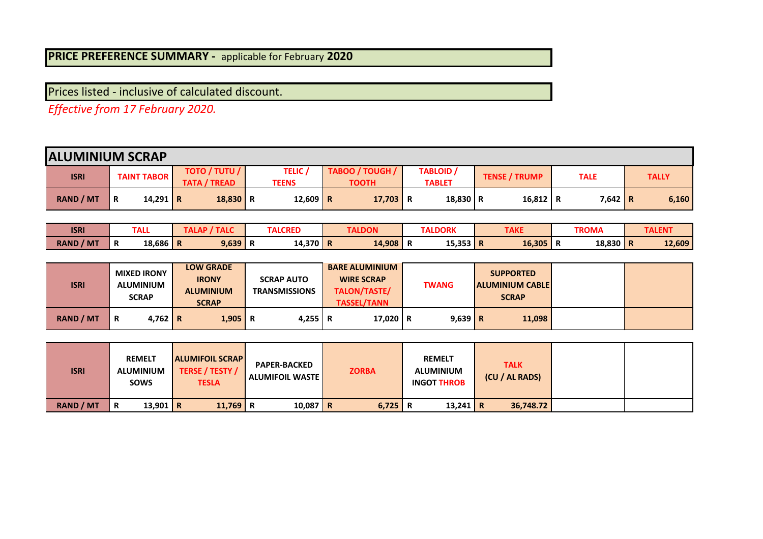**PRICE PREFERENCE SUMMARY -** applicable for February **2020**

Prices listed - inclusive of calculated discount.

*Effective from 17 February 2020.*

## ALUMINIUM SCRAP

| ISRI | TAINT TABOR | TOTO / TUTU / TATA / TREAD | TELIC / TEENS | TABOO / TOUGH / TOOTH | TABLOID / TABLET | TENSE / TRUMP | TALE | TALLY |
|---|---|---|---|---|---|---|---|---|
| RAND / MT | R 14,291 | R 18,830 | R 12,609 | R 17,703 | R 18,830 | R 16,812 | R 7,642 | R 6,160 |

| ISRI | TALL | TALAP / TALC | TALCRED | TALDON | TALDORK | TAKE | TROMA | TALENT |
|---|---|---|---|---|---|---|---|---|
| RAND / MT | R 18,686 | R 9,639 | R 14,370 | R 14,908 | R 15,353 | R 16,305 | R 18,830 | R 12,609 |

| ISRI | MIXED IRONY ALUMINIUM SCRAP | LOW GRADE IRONY ALUMINIUM SCRAP | SCRAP AUTO TRANSMISSIONS | BARE ALUMINIUM WIRE SCRAP TALON/TASTE/ TASSEL/TANN | TWANG | SUPPORTED ALUMINIUM CABLE SCRAP | | |
|---|---|---|---|---|---|---|---|---|
| RAND / MT | R 4,762 | R 1,905 | R 4,255 | R 17,020 | R 9,639 | R 11,098 | | |

| ISRI | REMELT ALUMINIUM SOWS | ALUMIFOIL SCRAP TERSE / TESTY / TESLA | PAPER-BACKED ALUMIFOIL WASTE | ZORBA | REMELT ALUMINIUM INGOT THROB | TALK (CU / AL RADS) | | |
|---|---|---|---|---|---|---|---|---|
| RAND / MT | R 13,901 | R 11,769 | R 10,087 | R 6,725 | R 13,241 | R 36,748.72 | | |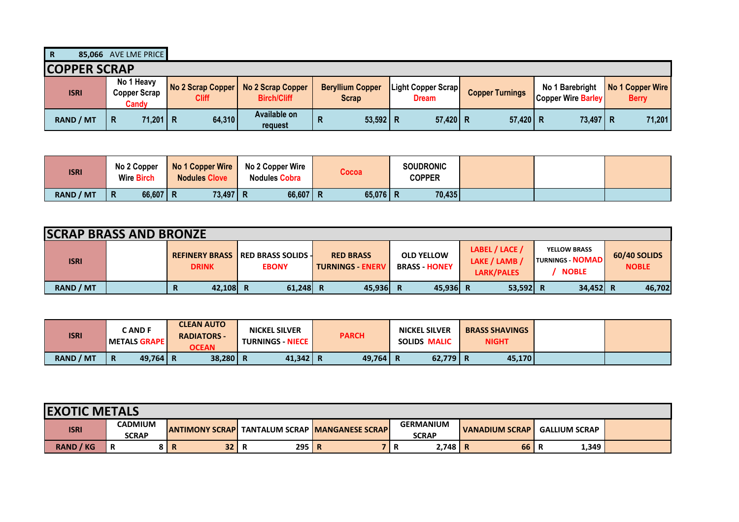| R | 85,066 | AVE LME PRICE |
|---|---|---|

## COPPER SCRAP

| ISRI | No 1 Heavy Copper Scrap Candy | No 2 Scrap Copper Cliff | No 2 Scrap Copper Birch/Cliff | Beryllium Copper Scrap | Light Copper Scrap Dream | Copper Turnings | No 1 Barebright Copper Wire Barley | No 1 Copper Wire Berry |
|---|---|---|---|---|---|---|---|---|
| RAND / MT | R 71,201 | R 64,310 | Available on request | R 53,592 | R 57,420 | R 57,420 | R 73,497 | R 71,201 |

| ISRI | No 2 Copper Wire Birch | No 1 Copper Wire Nodules Clove | No 2 Copper Wire Nodules Cobra | Cocoa | SOUDRONIC COPPER | | | |
|---|---|---|---|---|---|---|---|---|
| RAND / MT | R 66,607 | R 73,497 | R 66,607 | R 65,076 | R 70,435 | | | |

## SCRAP BRASS AND BRONZE

| ISRI | | REFINERY BRASS DRINK | RED BRASS SOLIDS - EBONY | RED BRASS TURNINGS - ENERV | OLD YELLOW BRASS - HONEY | LABEL / LACE / LAKE / LAMB / LARK/PALES | YELLOW BRASS TURNINGS - NOMAD / NOBLE | 60/40 SOLIDS NOBLE |
|---|---|---|---|---|---|---|---|---|
| RAND / MT | | R 42,108 | R 61,248 | R 45,936 | R 45,936 | R 53,592 | R 34,452 | R 46,702 |

| ISRI | C AND F METALS GRAPE | CLEAN AUTO RADIATORS - OCEAN | NICKEL SILVER TURNINGS - NIECE | PARCH | NICKEL SILVER SOLIDS MALIC | BRASS SHAVINGS NIGHT | | |
|---|---|---|---|---|---|---|---|---|
| RAND / MT | R 49,764 | R 38,280 | R 41,342 | R 49,764 | R 62,779 | R 45,170 | | |

## EXOTIC METALS

| ISRI | CADMIUM SCRAP | ANTIMONY SCRAP | TANTALUM SCRAP | MANGANESE SCRAP | GERMANIUM SCRAP | VANADIUM SCRAP | GALLIUM SCRAP | |
|---|---|---|---|---|---|---|---|---|
| RAND / KG | R 8 | R 32 | R 295 | R 7 | R 2,748 | R 66 | R 1,349 | |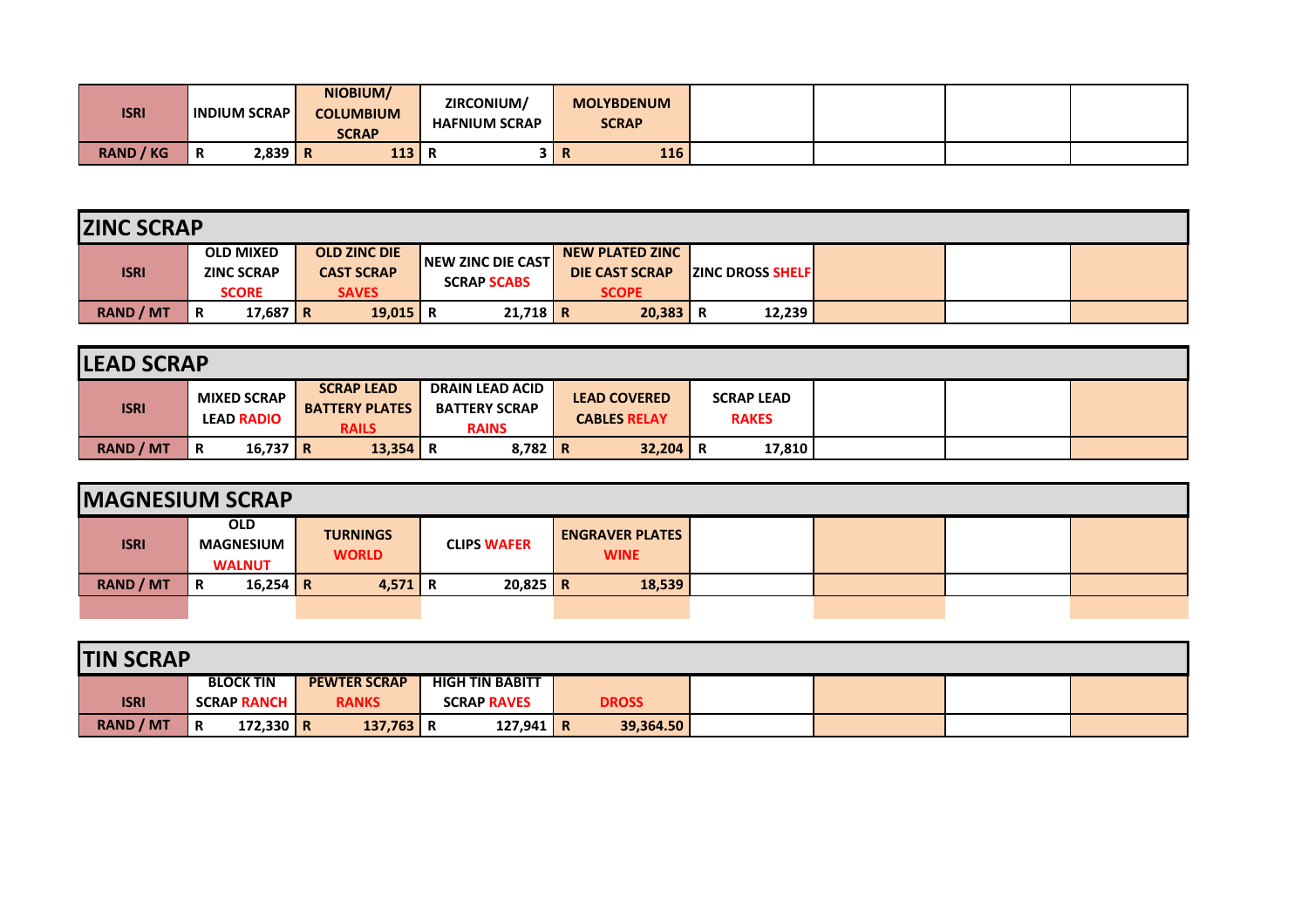| ISRI | INDIUM SCRAP | NIOBIUM/ COLUMBIUM SCRAP | ZIRCONIUM/ HAFNIUM SCRAP | MOLYBDENUM SCRAP | | | | |
|---|---|---|---|---|---|---|---|---|
| RAND / KG | R 2,839 | R 113 | R 3 | R 116 | | | | |

## ZINC SCRAP

| ISRI | OLD MIXED ZINC SCRAP SCORE | OLD ZINC DIE CAST SCRAP SAVES | NEW ZINC DIE CAST SCRAP SCABS | NEW PLATED ZINC DIE CAST SCRAP SCOPE | ZINC DROSS SHELF | | | |
|---|---|---|---|---|---|---|---|---|
| RAND / MT | R 17,687 | R 19,015 | R 21,718 | R 20,383 | R 12,239 | | | |

## LEAD SCRAP

| ISRI | MIXED SCRAP LEAD RADIO | SCRAP LEAD BATTERY PLATES RAILS | DRAIN LEAD ACID BATTERY SCRAP RAINS | LEAD COVERED CABLES RELAY | SCRAP LEAD RAKES | | | |
|---|---|---|---|---|---|---|---|---|
| RAND / MT | R 16,737 | R 13,354 | R 8,782 | R 32,204 | R 17,810 | | | |

## MAGNESIUM SCRAP

| ISRI | OLD MAGNESIUM WALNUT | TURNINGS WORLD | CLIPS WAFER | ENGRAVER PLATES WINE | | | | |
|---|---|---|---|---|---|---|---|---|
| RAND / MT | R 16,254 | R 4,571 | R 20,825 | R 18,539 | | | | |
| | | | | | | | | |

## TIN SCRAP

| ISRI | BLOCK TIN SCRAP RANCH | PEWTER SCRAP RANKS | HIGH TIN BABITT SCRAP RAVES | DROSS | | | | |
|---|---|---|---|---|---|---|---|---|
| RAND / MT | R 172,330 | R 137,763 | R 127,941 | R 39,364.50 | | | | |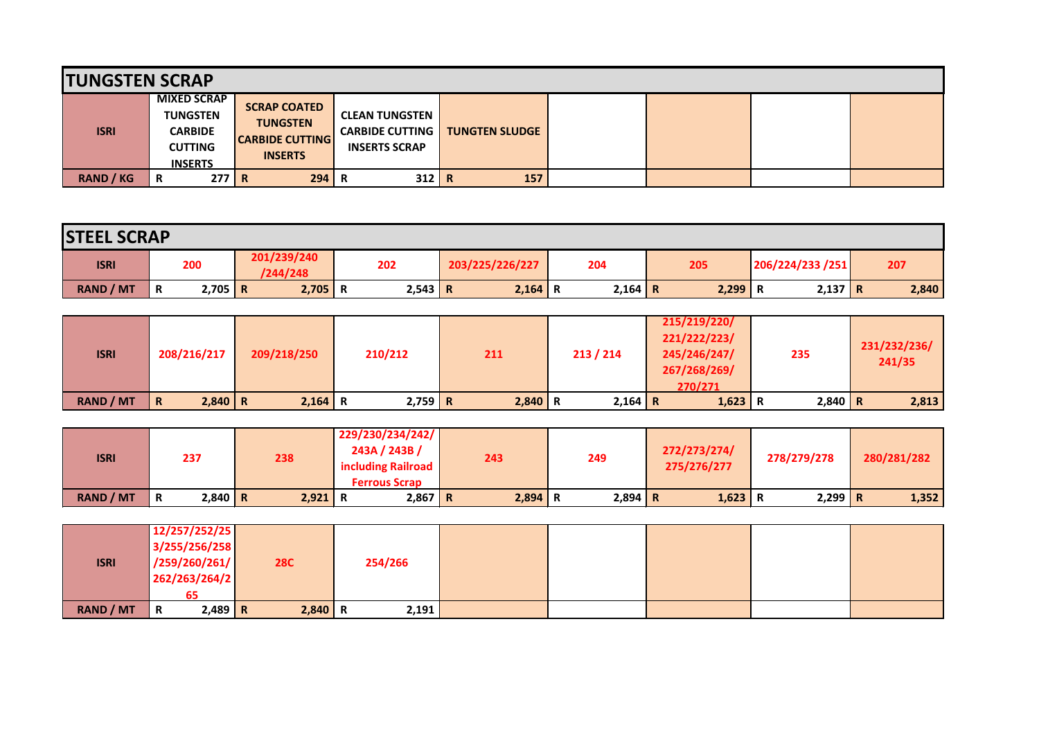## TUNGSTEN SCRAP

| ISRI | MIXED SCRAP TUNGSTEN CARBIDE CUTTING INSERTS | SCRAP COATED TUNGSTEN CARBIDE CUTTING INSERTS | CLEAN TUNGSTEN CARBIDE CUTTING INSERTS SCRAP | TUNGTEN SLUDGE | | | | |
|---|---|---|---|---|---|---|---|---|
| RAND / KG | R 277 | R 294 | R 312 | R 157 | | | | |

## STEEL SCRAP

| ISRI | 200 | 201/239/240 /244/248 | 202 | 203/225/226/227 | 204 | 205 | 206/224/233 /251 | 207 |
|---|---|---|---|---|---|---|---|---|
| RAND / MT | R 2,705 | R 2,705 | R 2,543 | R 2,164 | R 2,164 | R 2,299 | R 2,137 | R 2,840 |

| ISRI | 208/216/217 | 209/218/250 | 210/212 | 211 | 213 / 214 | 215/219/220/ 221/222/223/ 245/246/247/ 267/268/269/ 270/271 | 235 | 231/232/236/ 241/35 |
|---|---|---|---|---|---|---|---|---|
| RAND / MT | R 2,840 | R 2,164 | R 2,759 | R 2,840 | R 2,164 | R 1,623 | R 2,840 | R 2,813 |

| ISRI | 237 | 238 | 229/230/234/242/ 243A / 243B / including Railroad Ferrous Scrap | 243 | 249 | 272/273/274/ 275/276/277 | 278/279/278 | 280/281/282 |
|---|---|---|---|---|---|---|---|---|
| RAND / MT | R 2,840 | R 2,921 | R 2,867 | R 2,894 | R 2,894 | R 1,623 | R 2,299 | R 1,352 |

| ISRI | 12/257/252/253/255/256/258/259/260/261/262/263/264/265 | 28C | 254/266 | | | | | |
|---|---|---|---|---|---|---|---|---|
| RAND / MT | R 2,489 | R 2,840 | R 2,191 | | | | | |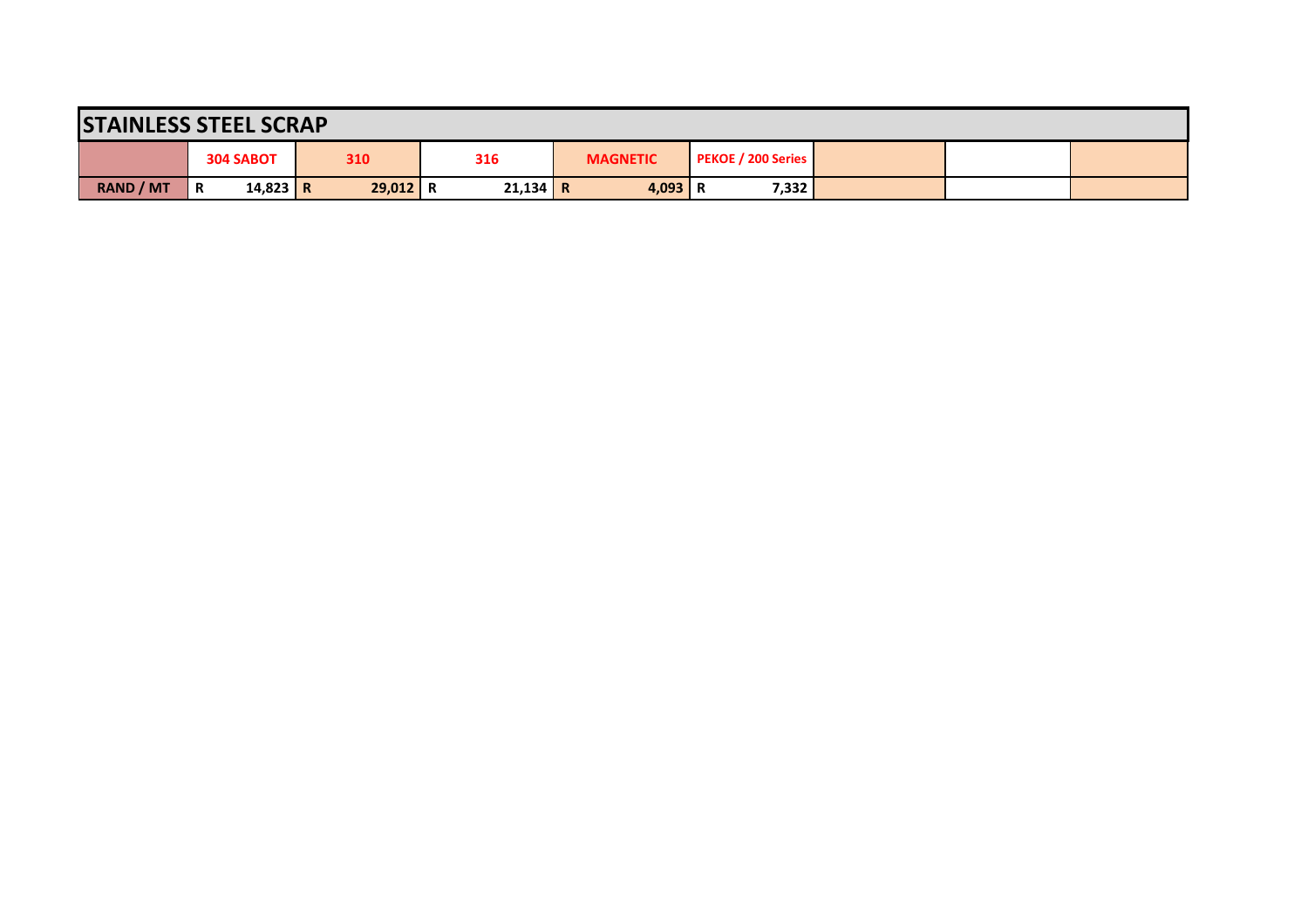## STAINLESS STEEL SCRAP

| | 304 SABOT | 310 | 316 | MAGNETIC | PEKOE / 200 Series | | | |
|---|---|---|---|---|---|---|---|---|
| RAND / MT | R 14,823 | R 29,012 | R 21,134 | R 4,093 | R 7,332 | | | |